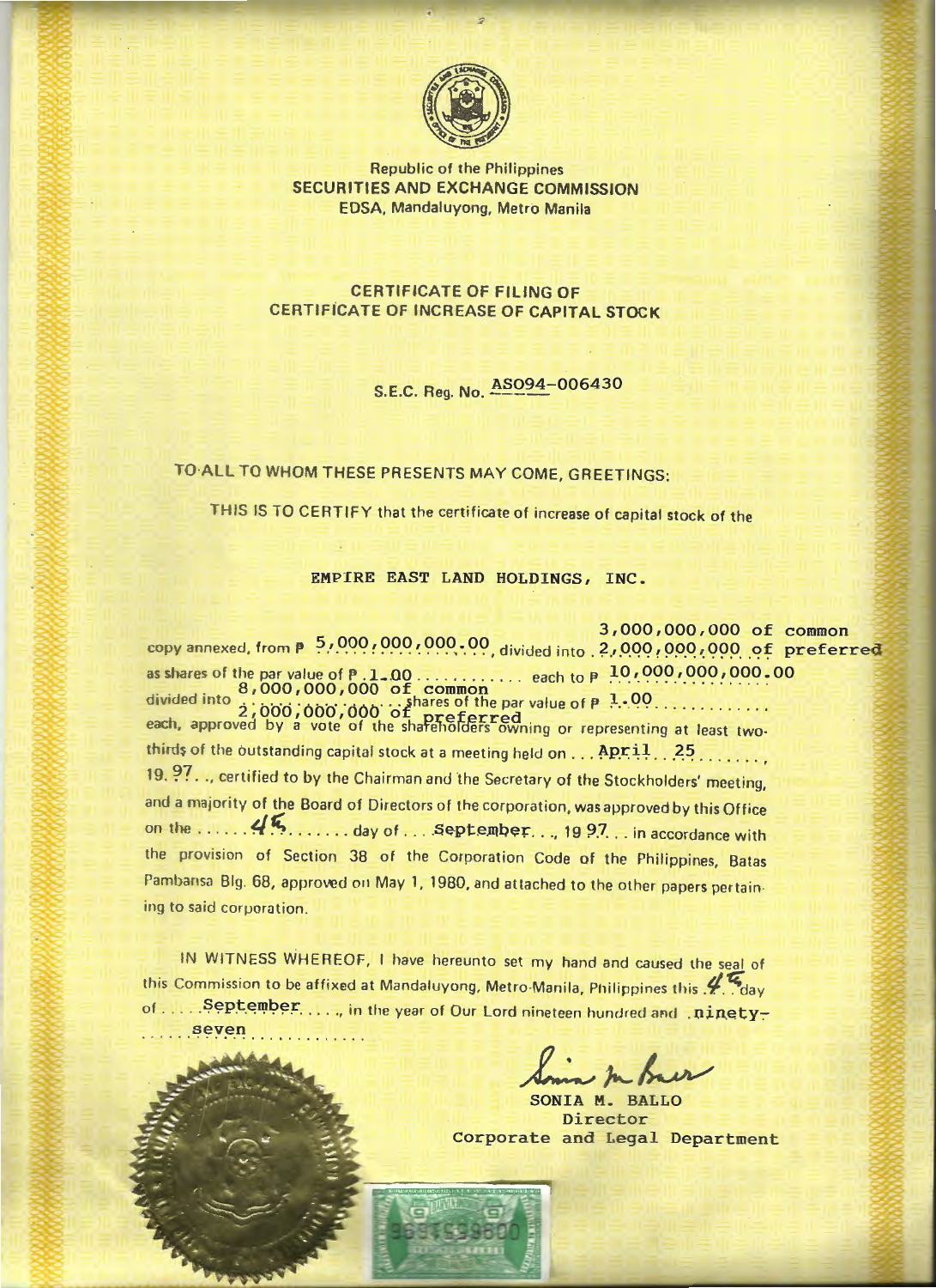Republic of the Philippines
**SECURITIES AND EXCHANGE COMMISSION**
EDSA, Mandaluyong, Metro Manila

## CERTIFICATE OF FILING OF CERTIFICATE OF INCREASE OF CAPITAL STOCK

S.E.C. Reg. No. AS094-006430

TO ALL TO WHOM THESE PRESENTS MAY COME, GREETINGS:

THIS IS TO CERTIFY that the certificate of increase of capital stock of the

**EMPIRE EAST LAND HOLDINGS, INC.**

copy annexed, from ₱ 5,000,000,000.00, divided into 3,000,000,000 of common 2,000,000,000 of preferred as shares of the par value of ₱ 1.00 each to ₱ 10,000,000,000.00 divided into 8,000,000,000 of common 2,000,000,000 of preferred shares of the par value of ₱ 1.00 each, approved by a vote of the shareholders owning or representing at least two-thirds of the outstanding capital stock at a meeting held on April 25, 19 97, certified to by the Chairman and the Secretary of the Stockholders' meeting, and a majority of the Board of Directors of the corporation, was approved by this Office on the 4th day of September, 19 97 in accordance with the provision of Section 38 of the Corporation Code of the Philippines, Batas Pambansa Blg. 68, approved on May 1, 1980, and attached to the other papers pertaining to said corporation.

IN WITNESS WHEREOF, I have hereunto set my hand and caused the seal of this Commission to be affixed at Mandaluyong, Metro Manila, Philippines this 4th day of September, in the year of Our Lord nineteen hundred and ninety-seven

SONIA M. BALLO
Director
Corporate and Legal Department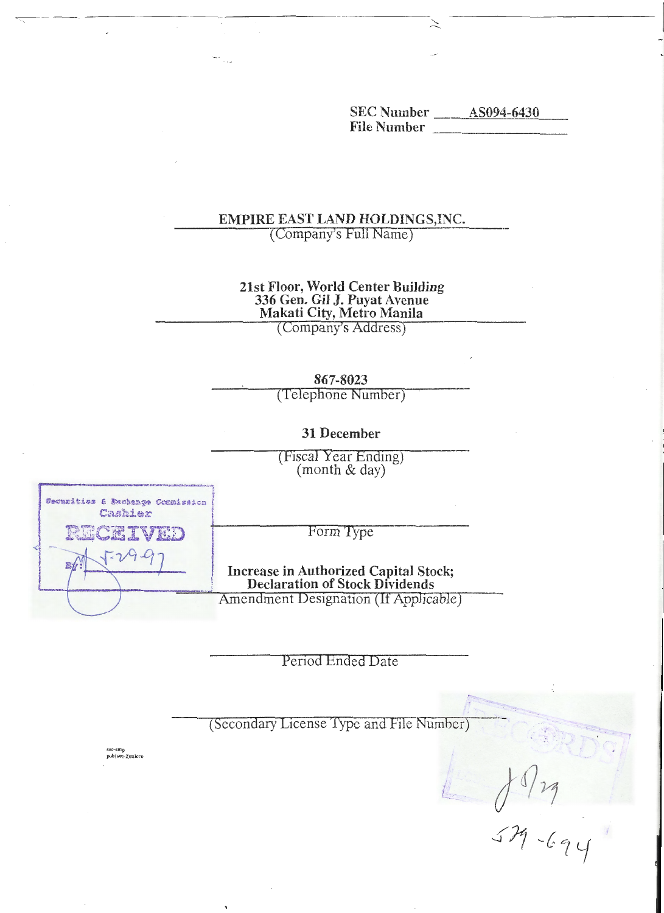SEC Number AS094-6430

File Number

**EMPIRE EAST LAND HOLDINGS,INC.**

(Company's Full Name)

**21st Floor, World Center Building**
**336 Gen. Gil J. Puyat Avenue**
**Makati City, Metro Manila**

(Company's Address)

**867-8023**

(Telephone Number)

**31 December**

(Fiscal Year Ending)
(month & day)

Securities & Exchange Commission
Cashier
RECEIVED
By: 5-29-97

Form Type

**Increase in Authorized Capital Stock;**
**Declaration of Stock Dividends**

Amendment Designation (If Applicable)

Period Ended Date

(Secondary License Type and File Number)

sec-emp
pub(sec-2)micro

RECORDS

5/29

579-694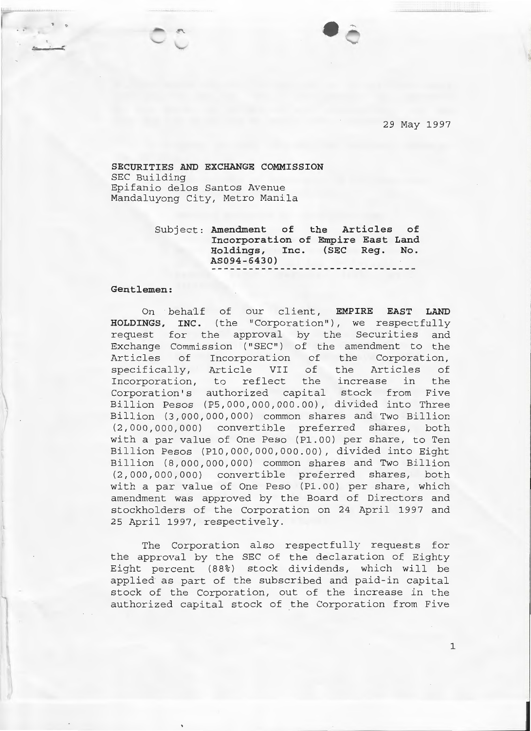29 May 1997

**SECURITIES AND EXCHANGE COMMISSION**
SEC Building
Epifanio delos Santos Avenue
Mandaluyong City, Metro Manila

Subject: **Amendment of the Articles of Incorporation of Empire East Land Holdings, Inc. (SEC Reg. No. AS094-6430)**

---

**Gentlemen:**

On behalf of our client, **EMPIRE EAST LAND HOLDINGS, INC.** (the "Corporation"), we respectfully request for the approval by the Securities and Exchange Commission ("SEC") of the amendment to the Articles of Incorporation of the Corporation, specifically, Article VII of the Articles of Incorporation, to reflect the increase in the Corporation's authorized capital stock from Five Billion Pesos (P5,000,000,000.00), divided into Three Billion (3,000,000,000) common shares and Two Billion (2,000,000,000) convertible preferred shares, both with a par value of One Peso (P1.00) per share, to Ten Billion Pesos (P10,000,000,000.00), divided into Eight Billion (8,000,000,000) common shares and Two Billion (2,000,000,000) convertible preferred shares, both with a par value of One Peso (P1.00) per share, which amendment was approved by the Board of Directors and stockholders of the Corporation on 24 April 1997 and 25 April 1997, respectively.

The Corporation also respectfully requests for the approval by the SEC of the declaration of Eighty Eight percent (88%) stock dividends, which will be applied as part of the subscribed and paid-in capital stock of the Corporation, out of the increase in the authorized capital stock of the Corporation from Five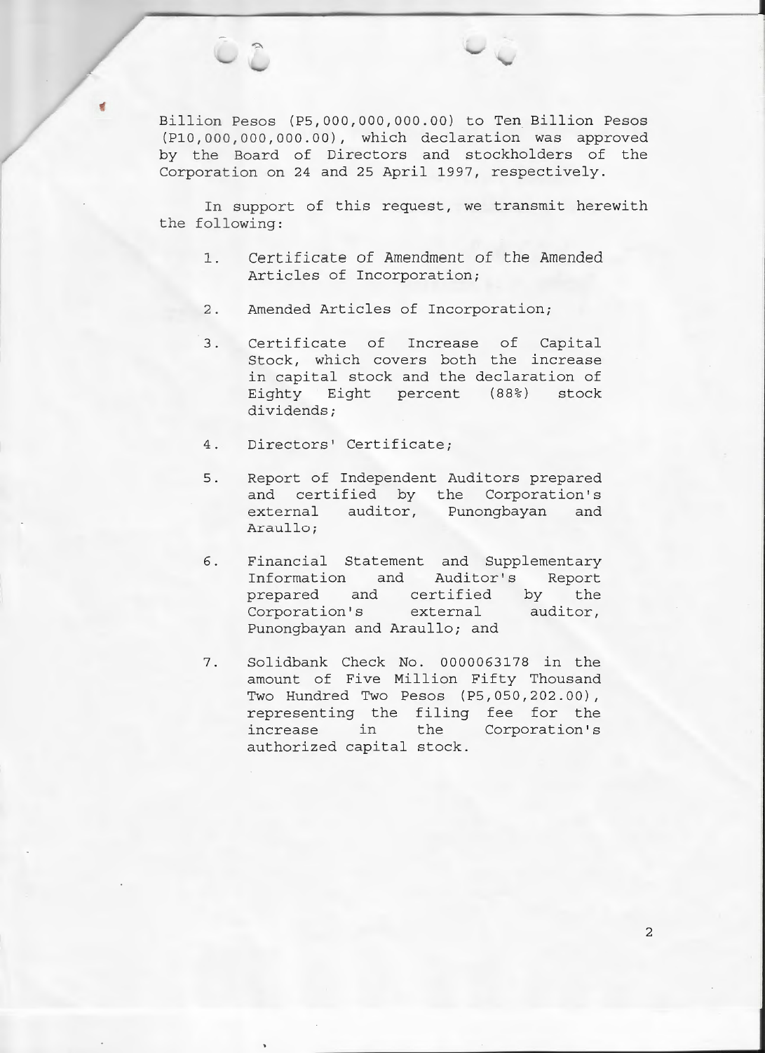Billion Pesos (P5,000,000,000.00) to Ten Billion Pesos (P10,000,000,000.00), which declaration was approved by the Board of Directors and stockholders of the Corporation on 24 and 25 April 1997, respectively.

In support of this request, we transmit herewith the following:

1. Certificate of Amendment of the Amended Articles of Incorporation;

2. Amended Articles of Incorporation;

3. Certificate of Increase of Capital Stock, which covers both the increase in capital stock and the declaration of Eighty Eight percent (88%) stock dividends;

4. Directors' Certificate;

5. Report of Independent Auditors prepared and certified by the Corporation's external auditor, Punongbayan and Araullo;

6. Financial Statement and Supplementary Information and Auditor's Report prepared and certified by the Corporation's external auditor, Punongbayan and Araullo; and

7. Solidbank Check No. 0000063178 in the amount of Five Million Fifty Thousand Two Hundred Two Pesos (P5,050,202.00), representing the filing fee for the increase in the Corporation's authorized capital stock.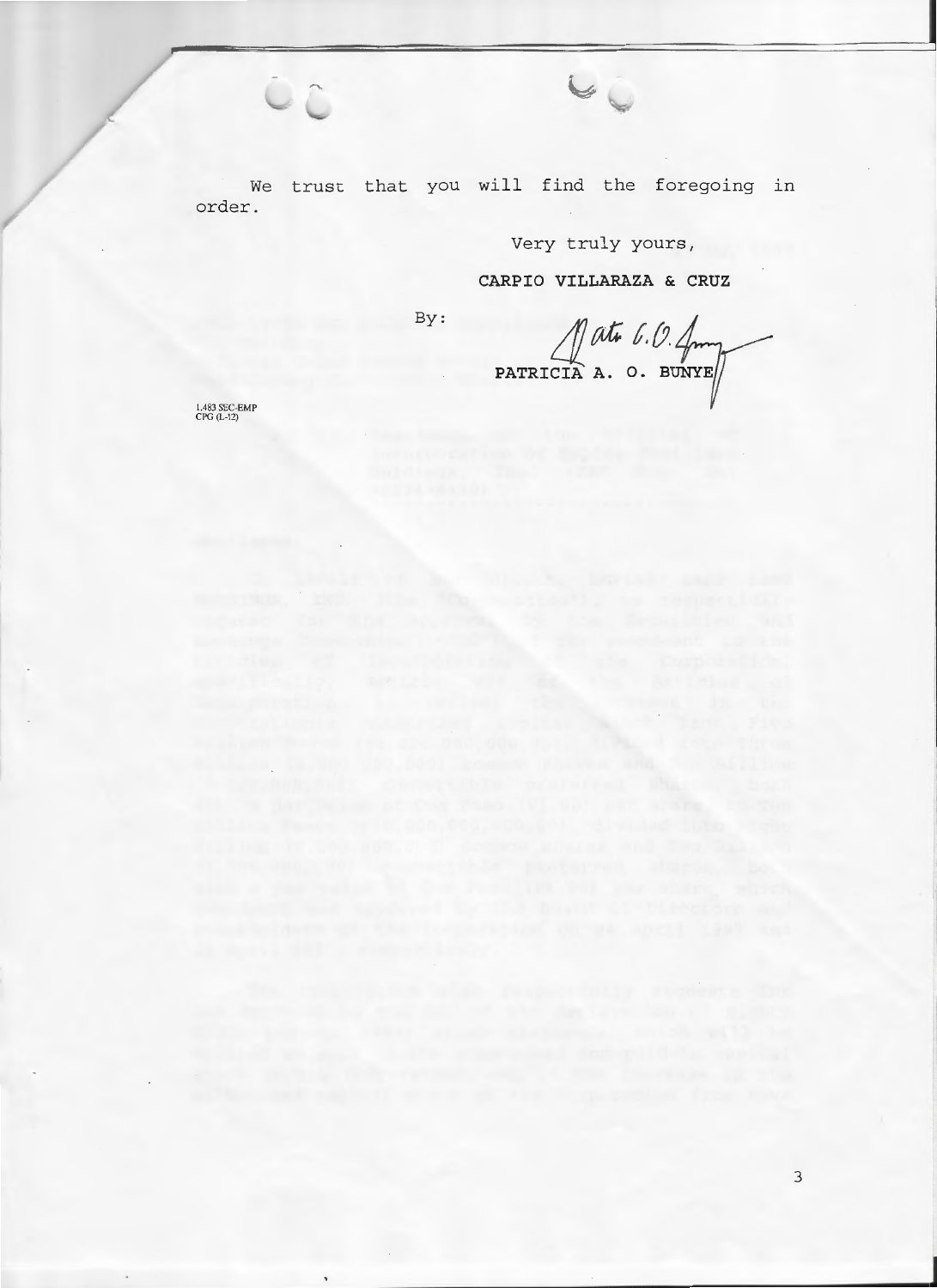We trust that you will find the foregoing in order.

Very truly yours,

**CARPIO VILLARAZA & CRUZ**

By:

**PATRICIA A. O. BUNYE**

L483 SEC-EMP
CPG (L-12)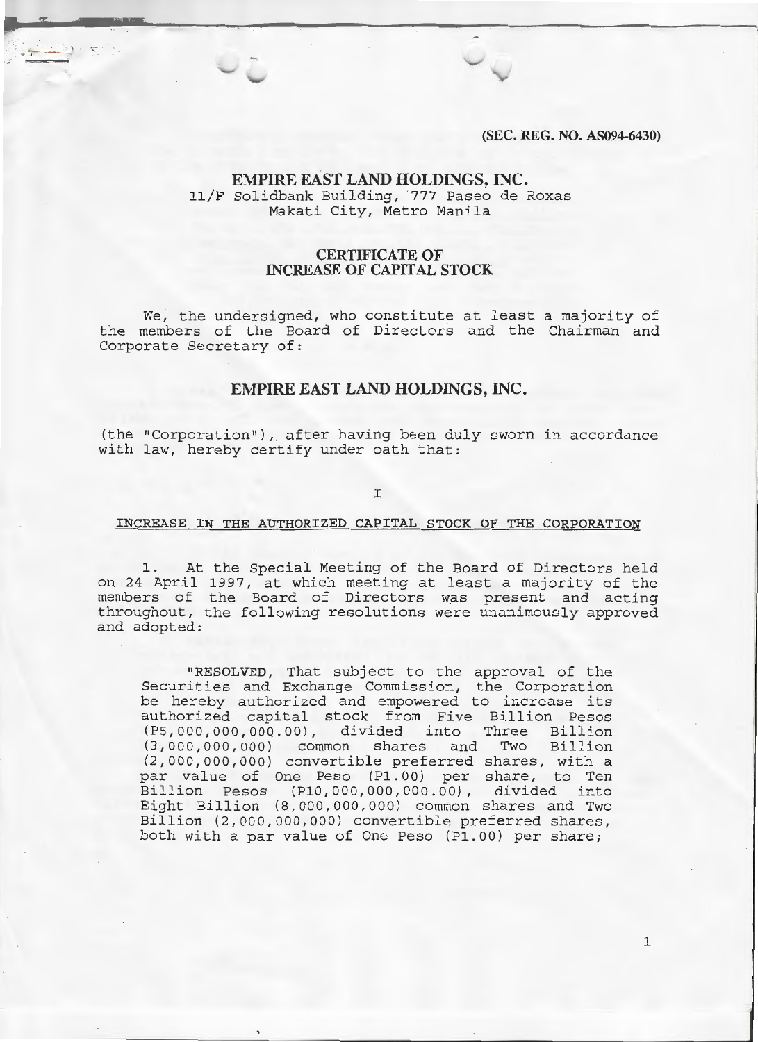(SEC. REG. NO. AS094-6430)

# EMPIRE EAST LAND HOLDINGS, INC.

11/F Solidbank Building, 777 Paseo de Roxas
Makati City, Metro Manila

## CERTIFICATE OF INCREASE OF CAPITAL STOCK

We, the undersigned, who constitute at least a majority of the members of the Board of Directors and the Chairman and Corporate Secretary of:

## EMPIRE EAST LAND HOLDINGS, INC.

(the "Corporation"), after having been duly sworn in accordance with law, hereby certify under oath that:

I

### INCREASE IN THE AUTHORIZED CAPITAL STOCK OF THE CORPORATION

1. At the Special Meeting of the Board of Directors held on 24 April 1997, at which meeting at least a majority of the members of the Board of Directors was present and acting throughout, the following resolutions were unanimously approved and adopted:

> "**RESOLVED**, That subject to the approval of the Securities and Exchange Commission, the Corporation be hereby authorized and empowered to increase its authorized capital stock from Five Billion Pesos (P5,000,000,000.00), divided into Three Billion (3,000,000,000) common shares and Two Billion (2,000,000,000) convertible preferred shares, with a par value of One Peso (P1.00) per share, to Ten Billion Pesos (P10,000,000,000.00), divided into Eight Billion (8,000,000,000) common shares and Two Billion (2,000,000,000) convertible preferred shares, both with a par value of One Peso (P1.00) per share;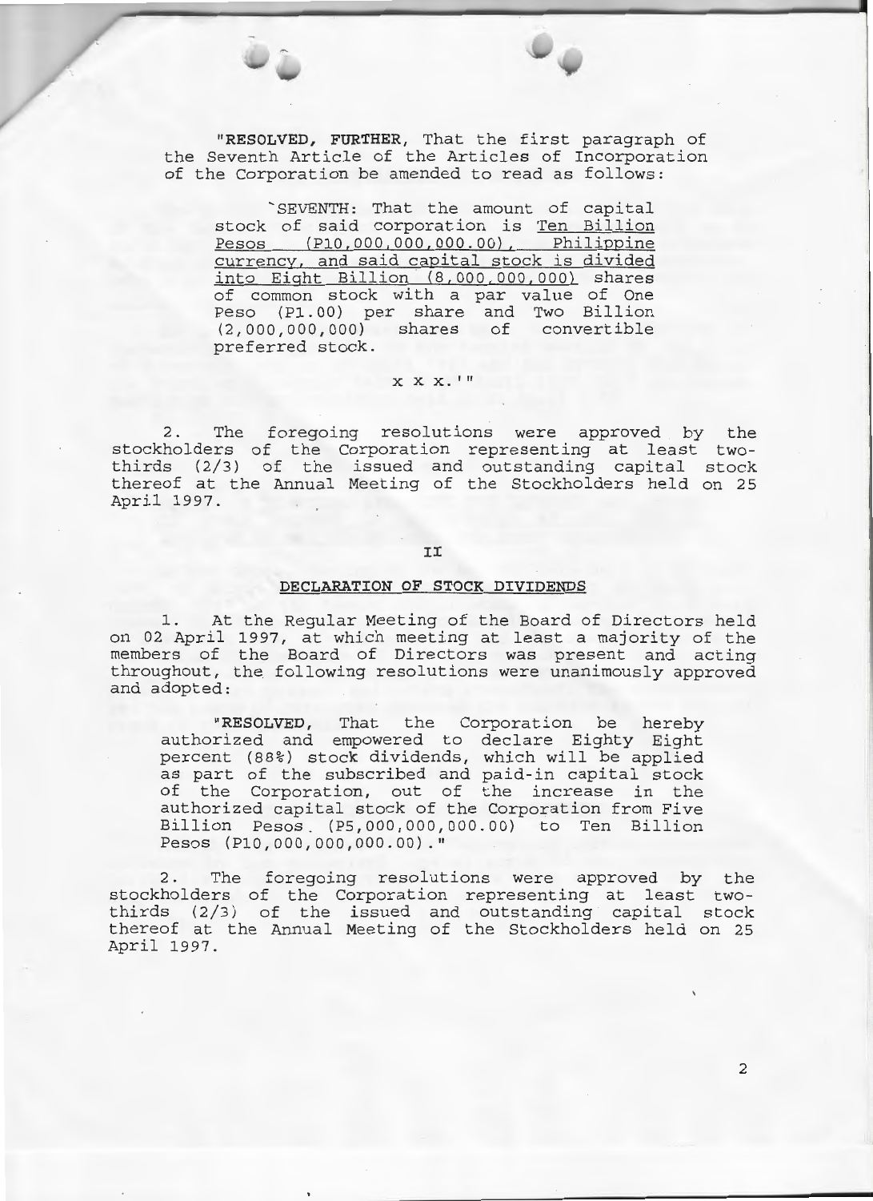"**RESOLVED, FURTHER**, That the first paragraph of the Seventh Article of the Articles of Incorporation of the Corporation be amended to read as follows:

> 'SEVENTH: That the amount of capital stock of said corporation is Ten Billion Pesos (P10,000,000,000.00), Philippine currency, and said capital stock is divided into Eight Billion (8,000,000,000) shares of common stock with a par value of One Peso (P1.00) per share and Two Billion (2,000,000,000) shares of convertible preferred stock.
>
> x x x.'"

2. The foregoing resolutions were approved by the stockholders of the Corporation representing at least two-thirds (2/3) of the issued and outstanding capital stock thereof at the Annual Meeting of the Stockholders held on 25 April 1997.

II

## DECLARATION OF STOCK DIVIDENDS

1. At the Regular Meeting of the Board of Directors held on 02 April 1997, at which meeting at least a majority of the members of the Board of Directors was present and acting throughout, the following resolutions were unanimously approved and adopted:

> "**RESOLVED**, That the Corporation be hereby authorized and empowered to declare Eighty Eight percent (88%) stock dividends, which will be applied as part of the subscribed and paid-in capital stock of the Corporation, out of the increase in the authorized capital stock of the Corporation from Five Billion Pesos (P5,000,000,000.00) to Ten Billion Pesos (P10,000,000,000.00)."

2. The foregoing resolutions were approved by the stockholders of the Corporation representing at least two-thirds (2/3) of the issued and outstanding capital stock thereof at the Annual Meeting of the Stockholders held on 25 April 1997.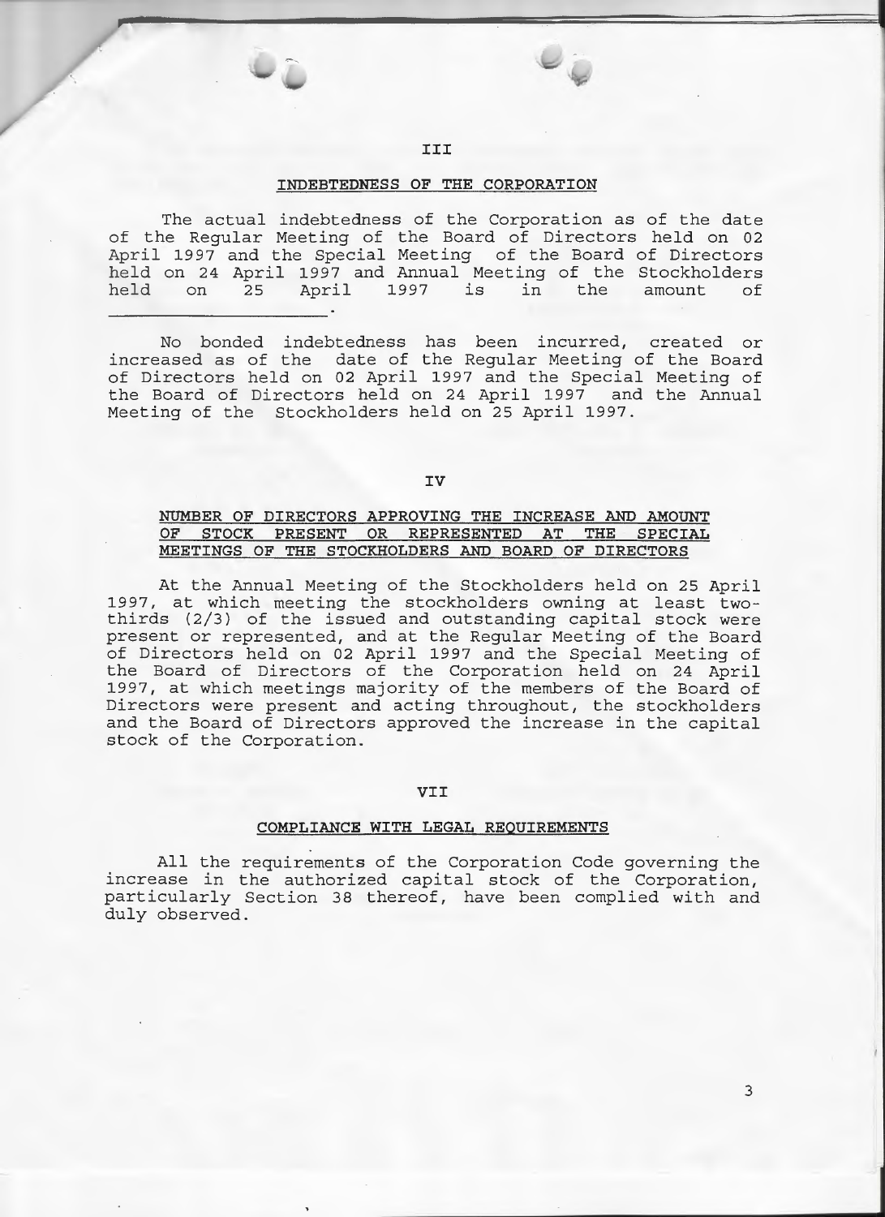## III

### INDEBTEDNESS OF THE CORPORATION

The actual indebtedness of the Corporation as of the date of the Regular Meeting of the Board of Directors held on 02 April 1997 and the Special Meeting of the Board of Directors held on 24 April 1997 and Annual Meeting of the Stockholders held on 25 April 1997 is in the amount of \_\_\_\_\_\_\_\_\_\_\_\_\_\_\_\_\_\_\_\_\_\_.

No bonded indebtedness has been incurred, created or increased as of the date of the Regular Meeting of the Board of Directors held on 02 April 1997 and the Special Meeting of the Board of Directors held on 24 April 1997 and the Annual Meeting of the Stockholders held on 25 April 1997.

## IV

### NUMBER OF DIRECTORS APPROVING THE INCREASE AND AMOUNT OF STOCK PRESENT OR REPRESENTED AT THE SPECIAL MEETINGS OF THE STOCKHOLDERS AND BOARD OF DIRECTORS

At the Annual Meeting of the Stockholders held on 25 April 1997, at which meeting the stockholders owning at least two-thirds (2/3) of the issued and outstanding capital stock were present or represented, and at the Regular Meeting of the Board of Directors held on 02 April 1997 and the Special Meeting of the Board of Directors of the Corporation held on 24 April 1997, at which meetings majority of the members of the Board of Directors were present and acting throughout, the stockholders and the Board of Directors approved the increase in the capital stock of the Corporation.

## VII

### COMPLIANCE WITH LEGAL REQUIREMENTS

All the requirements of the Corporation Code governing the increase in the authorized capital stock of the Corporation, particularly Section 38 thereof, have been complied with and duly observed.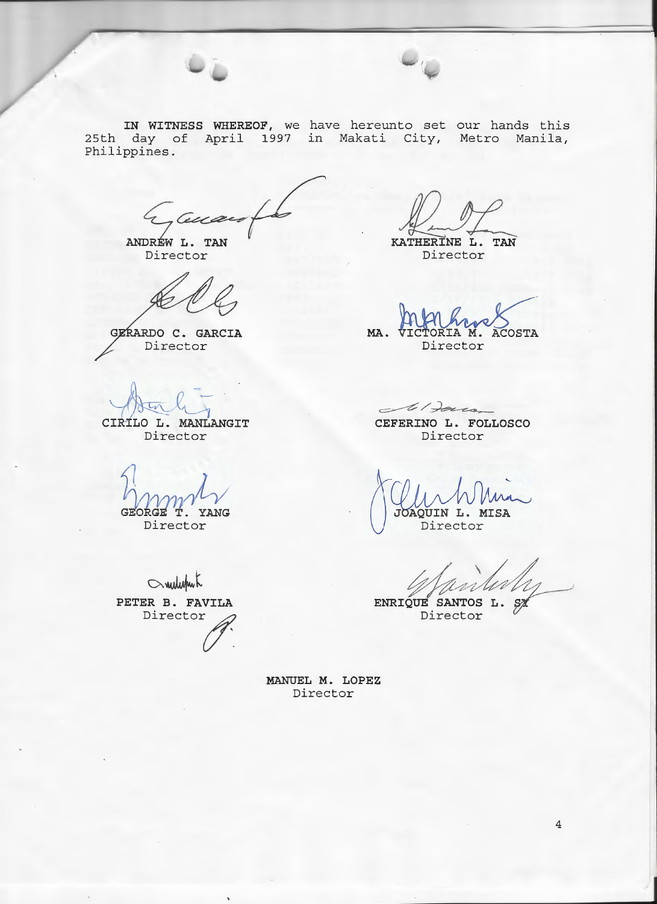**IN WITNESS WHEREOF**, we have hereunto set our hands this 25th day of April 1997 in Makati City, Metro Manila, Philippines.

| | |
|---|---|
| **ANDREW L. TAN**<br>Director | **KATHERINE L. TAN**<br>Director |
| **GERARDO C. GARCIA**<br>Director | **MA. VICTORIA M. ACOSTA**<br>Director |
| **CIRILO L. MANLANGIT**<br>Director | **CEFERINO L. FOLLOSCO**<br>Director |
| **GEORGE T. YANG**<br>Director | **JOAQUIN L. MISA**<br>Director |
| **PETER B. FAVILA**<br>Director | **ENRIQUE SANTOS L. SY**<br>Director |

**MANUEL M. LOPEZ**
Director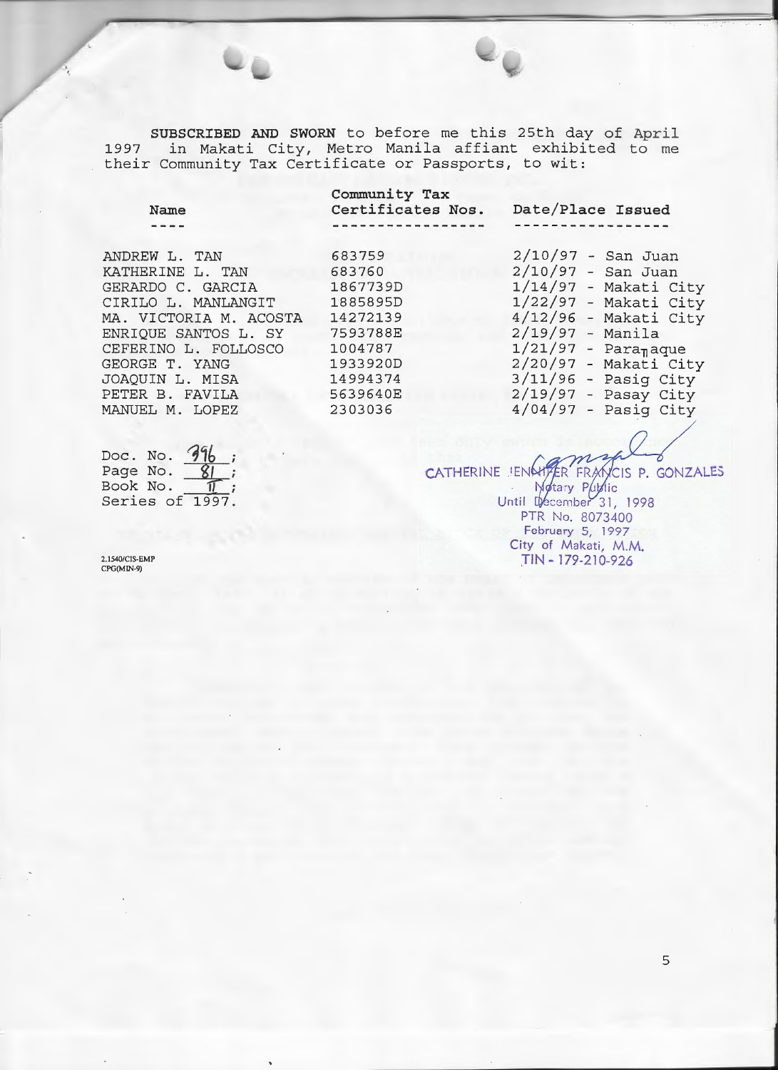**SUBSCRIBED AND SWORN** to before me this 25th day of April 1997 in Makati City, Metro Manila affiant exhibited to me their Community Tax Certificate or Passports, to wit:

| Name | Community Tax Certificates Nos. | Date/Place Issued |
|---|---|---|
| ANDREW L. TAN | 683759 | 2/10/97 - San Juan |
| KATHERINE L. TAN | 683760 | 2/10/97 - San Juan |
| GERARDO C. GARCIA | 1867739D | 1/14/97 - Makati City |
| CIRILO L. MANLANGIT | 1885895D | 1/22/97 - Makati City |
| MA. VICTORIA M. ACOSTA | 14272139 | 4/12/96 - Makati City |
| ENRIQUE SANTOS L. SY | 7593788E | 2/19/97 - Manila |
| CEFERINO L. FOLLOSCO | 1004787 | 1/21/97 - Parañaque |
| GEORGE T. YANG | 1933920D | 2/20/97 - Makati City |
| JOAQUIN L. MISA | 14994374 | 3/11/96 - Pasig City |
| PETER B. FAVILA | 5639640E | 2/19/97 - Pasay City |
| MANUEL M. LOPEZ | 2303036 | 4/04/97 - Pasig City |

Doc. No. 396 ;
Page No. 81 ;
Book No. II ;
Series of 1997.

CATHERINE JENNIFER FRANCIS P. GONZALES
Notary Public
Until December 31, 1998
PTR No. 8073400
February 5, 1997
City of Makati, M.M.
TIN - 179-210-926

2.1540/CIS-EMP
CPG(MIN-9)